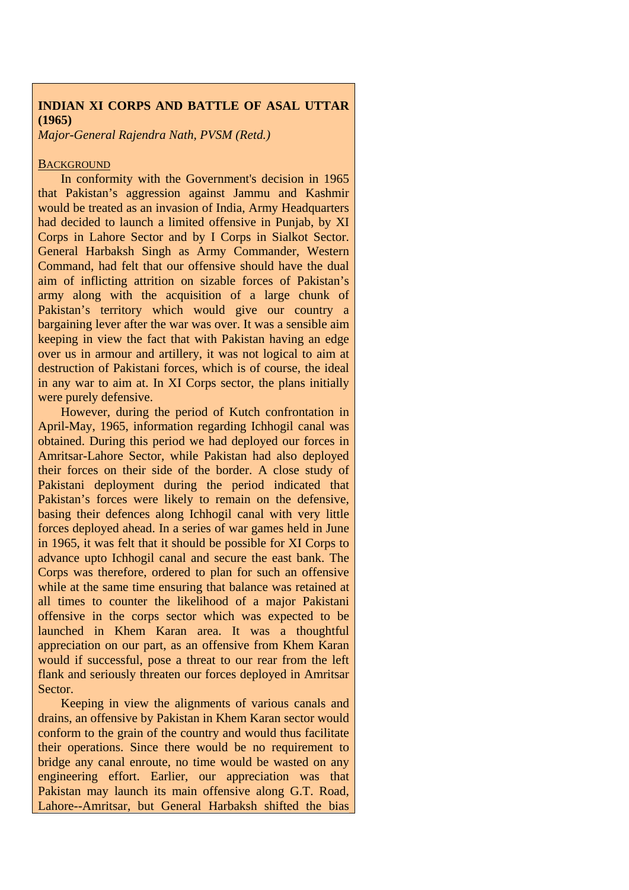# INDIAN XI CORPS AND BATTLE OF ASAL UTTAR (1965)

*Major-General Rajendra Nath, PVSM (Retd.)*

## BACKGROUND

In conformity with the Government's decision in 1965 that Pakistan's aggression against Jammu and Kashmir would be treated as an invasion of India, Army Headquarters had decided to launch a limited offensive in Punjab, by XI Corps in Lahore Sector and by I Corps in Sialkot Sector. General Harbaksh Singh as Army Commander, Western Command, had felt that our offensive should have the dual aim of inflicting attrition on sizable forces of Pakistan's army along with the acquisition of a large chunk of Pakistan's territory which would give our country a bargaining lever after the war was over. It was a sensible aim keeping in view the fact that with Pakistan having an edge over us in armour and artillery, it was not logical to aim at destruction of Pakistani forces, which is of course, the ideal in any war to aim at. In XI Corps sector, the plans initially were purely defensive.

However, during the period of Kutch confrontation in April-May, 1965, information regarding Ichhogil canal was obtained. During this period we had deployed our forces in Amritsar-Lahore Sector, while Pakistan had also deployed their forces on their side of the border. A close study of Pakistani deployment during the period indicated that Pakistan's forces were likely to remain on the defensive, basing their defences along Ichhogil canal with very little forces deployed ahead. In a series of war games held in June in 1965, it was felt that it should be possible for XI Corps to advance upto Ichhogil canal and secure the east bank. The Corps was therefore, ordered to plan for such an offensive while at the same time ensuring that balance was retained at all times to counter the likelihood of a major Pakistani offensive in the corps sector which was expected to be launched in Khem Karan area. It was a thoughtful appreciation on our part, as an offensive from Khem Karan would if successful, pose a threat to our rear from the left flank and seriously threaten our forces deployed in Amritsar Sector.

Keeping in view the alignments of various canals and drains, an offensive by Pakistan in Khem Karan sector would conform to the grain of the country and would thus facilitate their operations. Since there would be no requirement to bridge any canal enroute, no time would be wasted on any engineering effort. Earlier, our appreciation was that Pakistan may launch its main offensive along G.T. Road, Lahore--Amritsar, but General Harbaksh shifted the bias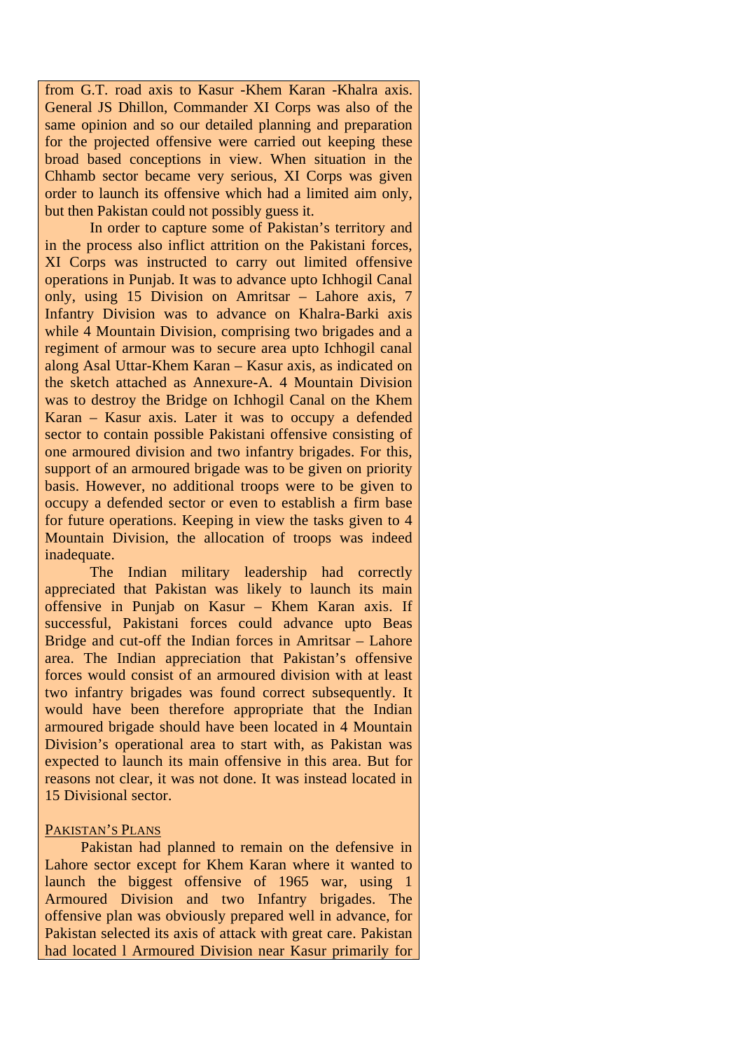from G.T. road axis to Kasur -Khem Karan -Khalra axis. General JS Dhillon, Commander XI Corps was also of the same opinion and so our detailed planning and preparation for the projected offensive were carried out keeping these broad based conceptions in view. When situation in the Chhamb sector became very serious, XI Corps was given order to launch its offensive which had a limited aim only, but then Pakistan could not possibly guess it.

In order to capture some of Pakistan's territory and in the process also inflict attrition on the Pakistani forces, XI Corps was instructed to carry out limited offensive operations in Punjab. It was to advance upto Ichhogil Canal only, using 15 Division on Amritsar – Lahore axis, 7 Infantry Division was to advance on Khalra-Barki axis while 4 Mountain Division, comprising two brigades and a regiment of armour was to secure area upto Ichhogil canal along Asal Uttar-Khem Karan – Kasur axis, as indicated on the sketch attached as Annexure-A. 4 Mountain Division was to destroy the Bridge on Ichhogil Canal on the Khem Karan – Kasur axis. Later it was to occupy a defended sector to contain possible Pakistani offensive consisting of one armoured division and two infantry brigades. For this, support of an armoured brigade was to be given on priority basis. However, no additional troops were to be given to occupy a defended sector or even to establish a firm base for future operations. Keeping in view the tasks given to 4 Mountain Division, the allocation of troops was indeed inadequate.

The Indian military leadership had correctly appreciated that Pakistan was likely to launch its main offensive in Punjab on Kasur – Khem Karan axis. If successful, Pakistani forces could advance upto Beas Bridge and cut-off the Indian forces in Amritsar – Lahore area. The Indian appreciation that Pakistan's offensive forces would consist of an armoured division with at least two infantry brigades was found correct subsequently. It would have been therefore appropriate that the Indian armoured brigade should have been located in 4 Mountain Division's operational area to start with, as Pakistan was expected to launch its main offensive in this area. But for reasons not clear, it was not done. It was instead located in 15 Divisional sector.

## Pakistan's Plans

Pakistan had planned to remain on the defensive in Lahore sector except for Khem Karan where it wanted to launch the biggest offensive of 1965 war, using 1 Armoured Division and two Infantry brigades. The offensive plan was obviously prepared well in advance, for Pakistan selected its axis of attack with great care. Pakistan had located 1 Armoured Division near Kasur primarily for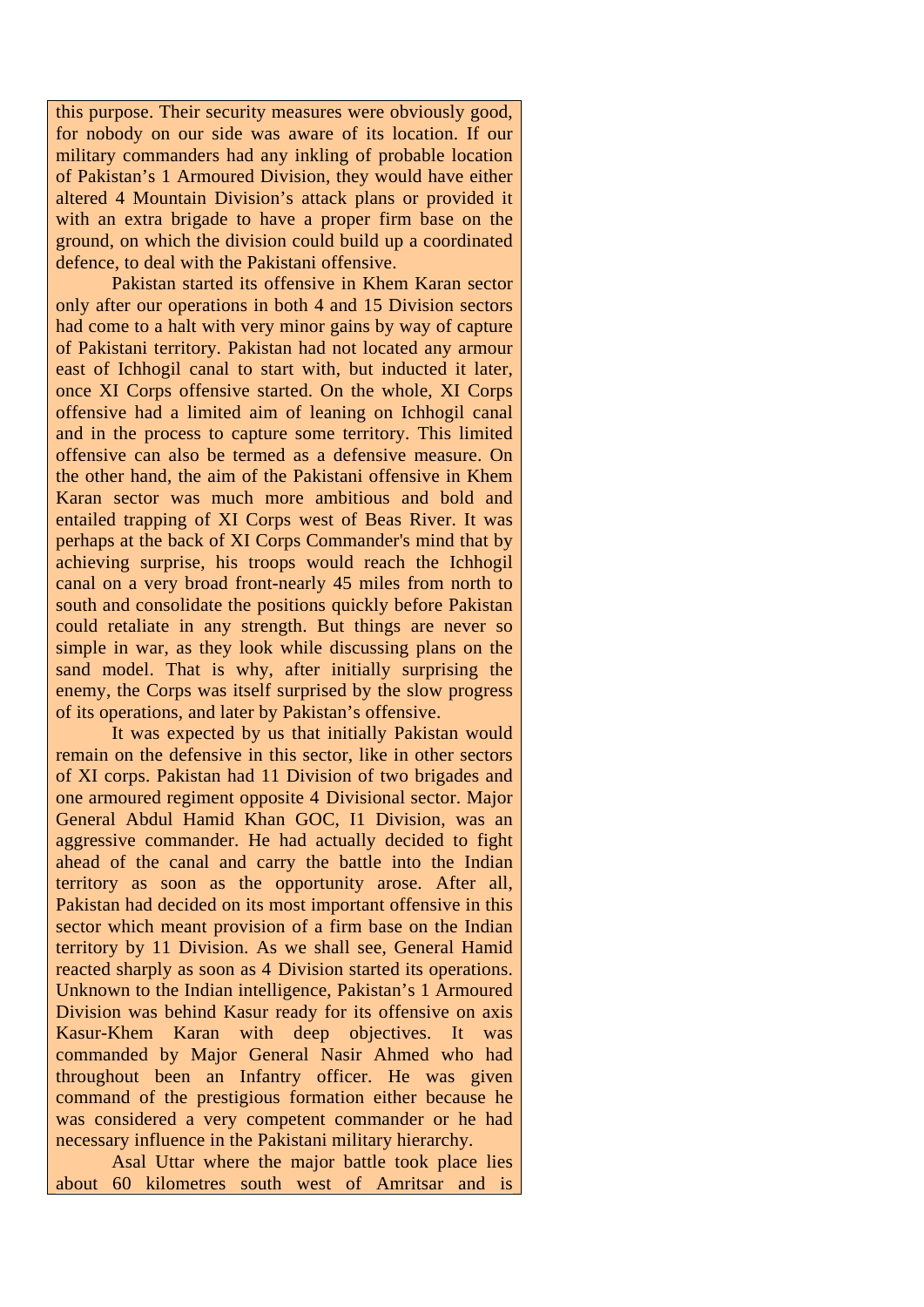this purpose. Their security measures were obviously good, for nobody on our side was aware of its location. If our military commanders had any inkling of probable location of Pakistan's 1 Armoured Division, they would have either altered 4 Mountain Division's attack plans or provided it with an extra brigade to have a proper firm base on the ground, on which the division could build up a coordinated defence, to deal with the Pakistani offensive.

Pakistan started its offensive in Khem Karan sector only after our operations in both 4 and 15 Division sectors had come to a halt with very minor gains by way of capture of Pakistani territory. Pakistan had not located any armour east of Ichhogil canal to start with, but inducted it later, once XI Corps offensive started. On the whole, XI Corps offensive had a limited aim of leaning on Ichhogil canal and in the process to capture some territory. This limited offensive can also be termed as a defensive measure. On the other hand, the aim of the Pakistani offensive in Khem Karan sector was much more ambitious and bold and entailed trapping of XI Corps west of Beas River. It was perhaps at the back of XI Corps Commander's mind that by achieving surprise, his troops would reach the Ichhogil canal on a very broad front-nearly 45 miles from north to south and consolidate the positions quickly before Pakistan could retaliate in any strength. But things are never so simple in war, as they look while discussing plans on the sand model. That is why, after initially surprising the enemy, the Corps was itself surprised by the slow progress of its operations, and later by Pakistan's offensive.

It was expected by us that initially Pakistan would remain on the defensive in this sector, like in other sectors of XI corps. Pakistan had 11 Division of two brigades and one armoured regiment opposite 4 Divisional sector. Major General Abdul Hamid Khan GOC, I1 Division, was an aggressive commander. He had actually decided to fight ahead of the canal and carry the battle into the Indian territory as soon as the opportunity arose. After all, Pakistan had decided on its most important offensive in this sector which meant provision of a firm base on the Indian territory by 11 Division. As we shall see, General Hamid reacted sharply as soon as 4 Division started its operations. Unknown to the Indian intelligence, Pakistan's 1 Armoured Division was behind Kasur ready for its offensive on axis Kasur-Khem Karan with deep objectives. It was commanded by Major General Nasir Ahmed who had throughout been an Infantry officer. He was given command of the prestigious formation either because he was considered a very competent commander or he had necessary influence in the Pakistani military hierarchy.

Asal Uttar where the major battle took place lies about 60 kilometres south west of Amritsar and is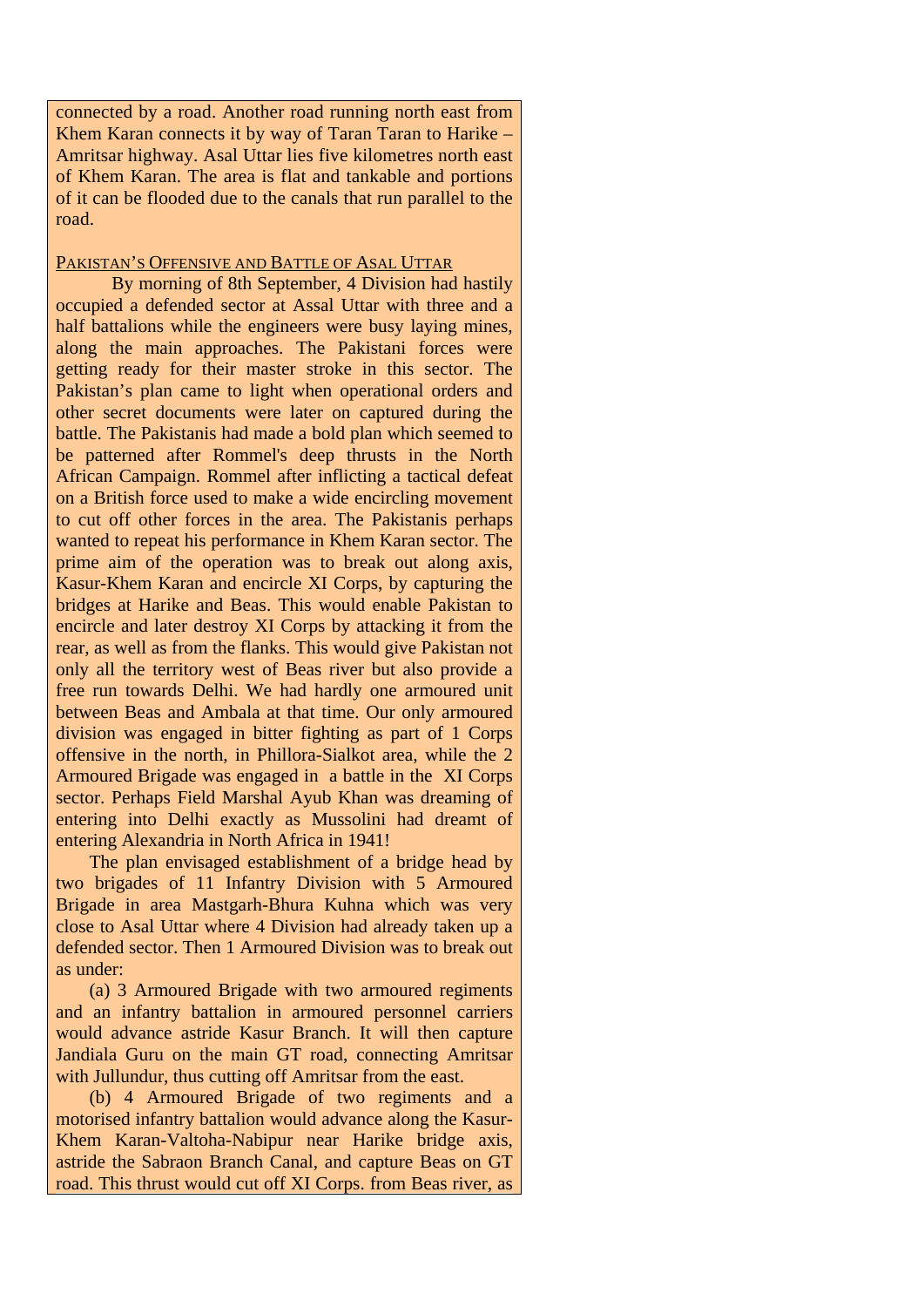connected by a road. Another road running north east from Khem Karan connects it by way of Taran Taran to Harike – Amritsar highway. Asal Uttar lies five kilometres north east of Khem Karan. The area is flat and tankable and portions of it can be flooded due to the canals that run parallel to the road.

## PAKISTAN'S OFFENSIVE AND BATTLE OF ASAL UTTAR

By morning of 8th September, 4 Division had hastily occupied a defended sector at Assal Uttar with three and a half battalions while the engineers were busy laying mines, along the main approaches. The Pakistani forces were getting ready for their master stroke in this sector. The Pakistan's plan came to light when operational orders and other secret documents were later on captured during the battle. The Pakistanis had made a bold plan which seemed to be patterned after Rommel's deep thrusts in the North African Campaign. Rommel after inflicting a tactical defeat on a British force used to make a wide encircling movement to cut off other forces in the area. The Pakistanis perhaps wanted to repeat his performance in Khem Karan sector. The prime aim of the operation was to break out along axis, Kasur-Khem Karan and encircle XI Corps, by capturing the bridges at Harike and Beas. This would enable Pakistan to encircle and later destroy XI Corps by attacking it from the rear, as well as from the flanks. This would give Pakistan not only all the territory west of Beas river but also provide a free run towards Delhi. We had hardly one armoured unit between Beas and Ambala at that time. Our only armoured division was engaged in bitter fighting as part of 1 Corps offensive in the north, in Phillora-Sialkot area, while the 2 Armoured Brigade was engaged in a battle in the XI Corps sector. Perhaps Field Marshal Ayub Khan was dreaming of entering into Delhi exactly as Mussolini had dreamt of entering Alexandria in North Africa in 1941!

The plan envisaged establishment of a bridge head by two brigades of 11 Infantry Division with 5 Armoured Brigade in area Mastgarh-Bhura Kuhna which was very close to Asal Uttar where 4 Division had already taken up a defended sector. Then 1 Armoured Division was to break out as under:

(a) 3 Armoured Brigade with two armoured regiments and an infantry battalion in armoured personnel carriers would advance astride Kasur Branch. It will then capture Jandiala Guru on the main GT road, connecting Amritsar with Jullundur, thus cutting off Amritsar from the east.

(b) 4 Armoured Brigade of two regiments and a motorised infantry battalion would advance along the Kasur-Khem Karan-Valtoha-Nabipur near Harike bridge axis, astride the Sabraon Branch Canal, and capture Beas on GT road. This thrust would cut off XI Corps. from Beas river, as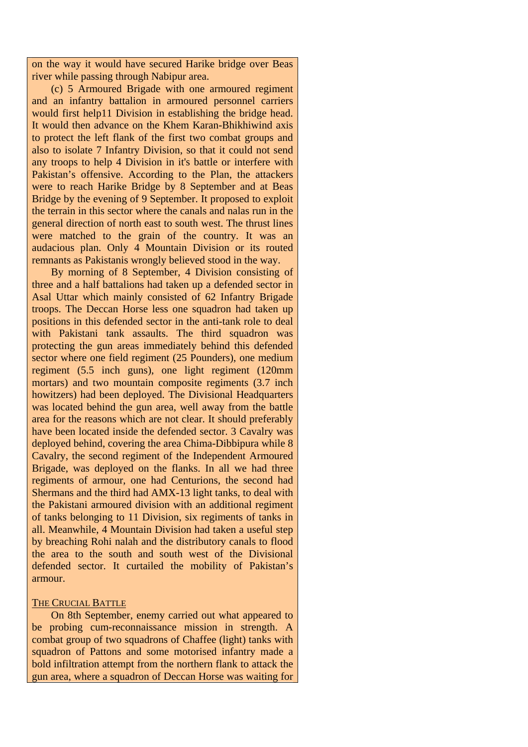on the way it would have secured Harike bridge over Beas river while passing through Nabipur area.

(c) 5 Armoured Brigade with one armoured regiment and an infantry battalion in armoured personnel carriers would first help11 Division in establishing the bridge head. It would then advance on the Khem Karan-Bhikhiwind axis to protect the left flank of the first two combat groups and also to isolate 7 Infantry Division, so that it could not send any troops to help 4 Division in it's battle or interfere with Pakistan's offensive. According to the Plan, the attackers were to reach Harike Bridge by 8 September and at Beas Bridge by the evening of 9 September. It proposed to exploit the terrain in this sector where the canals and nalas run in the general direction of north east to south west. The thrust lines were matched to the grain of the country. It was an audacious plan. Only 4 Mountain Division or its routed remnants as Pakistanis wrongly believed stood in the way.

By morning of 8 September, 4 Division consisting of three and a half battalions had taken up a defended sector in Asal Uttar which mainly consisted of 62 Infantry Brigade troops. The Deccan Horse less one squadron had taken up positions in this defended sector in the anti-tank role to deal with Pakistani tank assaults. The third squadron was protecting the gun areas immediately behind this defended sector where one field regiment (25 Pounders), one medium regiment (5.5 inch guns), one light regiment (120mm mortars) and two mountain composite regiments (3.7 inch howitzers) had been deployed. The Divisional Headquarters was located behind the gun area, well away from the battle area for the reasons which are not clear. It should preferably have been located inside the defended sector. 3 Cavalry was deployed behind, covering the area Chima-Dibbipura while 8 Cavalry, the second regiment of the Independent Armoured Brigade, was deployed on the flanks. In all we had three regiments of armour, one had Centurions, the second had Shermans and the third had AMX-13 light tanks, to deal with the Pakistani armoured division with an additional regiment of tanks belonging to 11 Division, six regiments of tanks in all. Meanwhile, 4 Mountain Division had taken a useful step by breaching Rohi nalah and the distributory canals to flood the area to the south and south west of the Divisional defended sector. It curtailed the mobility of Pakistan's armour.

## The Crucial Battle

On 8th September, enemy carried out what appeared to be probing cum-reconnaissance mission in strength. A combat group of two squadrons of Chaffee (light) tanks with squadron of Pattons and some motorised infantry made a bold infiltration attempt from the northern flank to attack the gun area, where a squadron of Deccan Horse was waiting for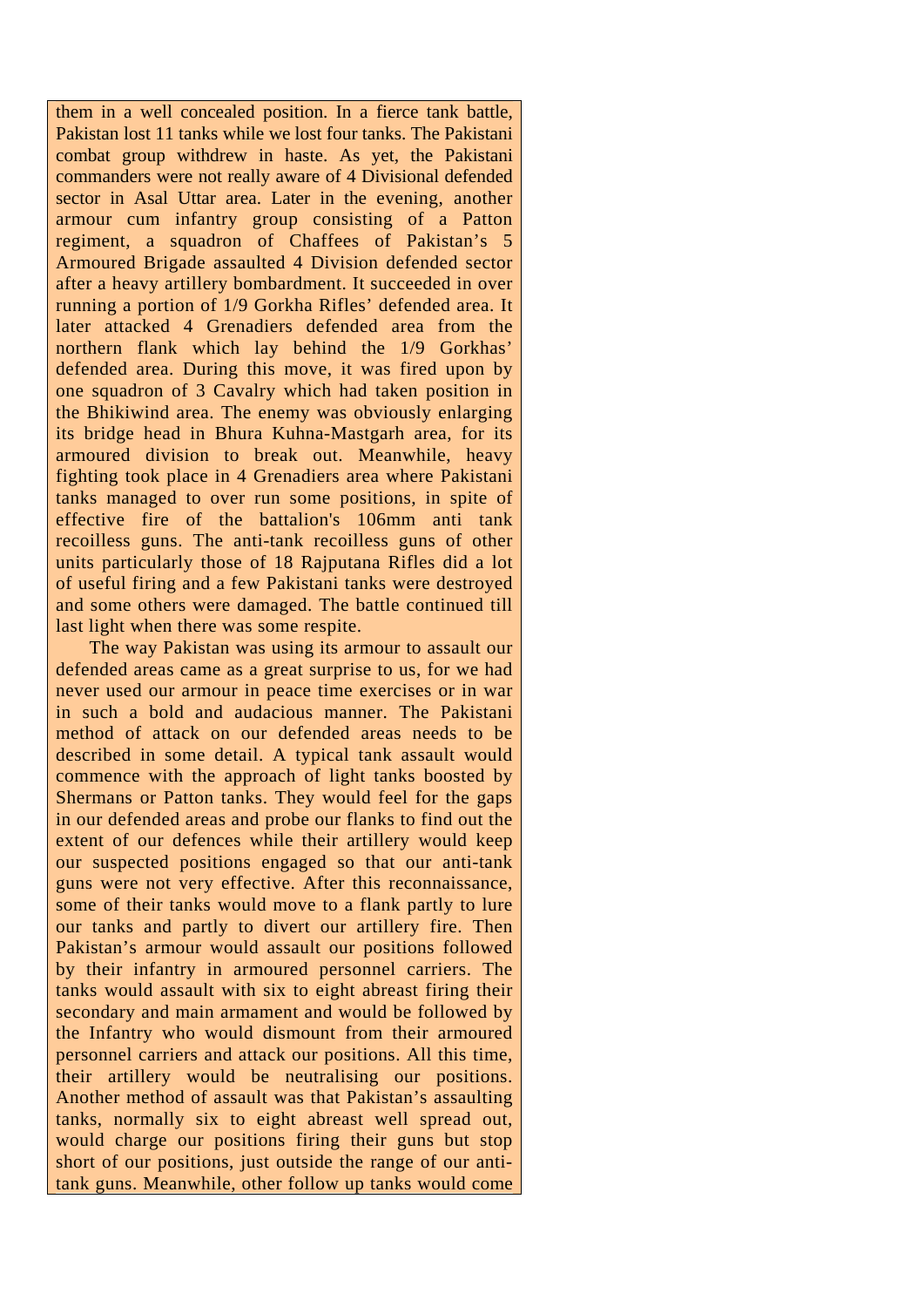them in a well concealed position. In a fierce tank battle, Pakistan lost 11 tanks while we lost four tanks. The Pakistani combat group withdrew in haste. As yet, the Pakistani commanders were not really aware of 4 Divisional defended sector in Asal Uttar area. Later in the evening, another armour cum infantry group consisting of a Patton regiment, a squadron of Chaffees of Pakistan's 5 Armoured Brigade assaulted 4 Division defended sector after a heavy artillery bombardment. It succeeded in over running a portion of 1/9 Gorkha Rifles' defended area. It later attacked 4 Grenadiers defended area from the northern flank which lay behind the 1/9 Gorkhas' defended area. During this move, it was fired upon by one squadron of 3 Cavalry which had taken position in the Bhikiwind area. The enemy was obviously enlarging its bridge head in Bhura Kuhna-Mastgarh area, for its armoured division to break out. Meanwhile, heavy fighting took place in 4 Grenadiers area where Pakistani tanks managed to over run some positions, in spite of effective fire of the battalion's 106mm anti tank recoilless guns. The anti-tank recoilless guns of other units particularly those of 18 Rajputana Rifles did a lot of useful firing and a few Pakistani tanks were destroyed and some others were damaged. The battle continued till last light when there was some respite.

The way Pakistan was using its armour to assault our defended areas came as a great surprise to us, for we had never used our armour in peace time exercises or in war in such a bold and audacious manner. The Pakistani method of attack on our defended areas needs to be described in some detail. A typical tank assault would commence with the approach of light tanks boosted by Shermans or Patton tanks. They would feel for the gaps in our defended areas and probe our flanks to find out the extent of our defences while their artillery would keep our suspected positions engaged so that our anti-tank guns were not very effective. After this reconnaissance, some of their tanks would move to a flank partly to lure our tanks and partly to divert our artillery fire. Then Pakistan's armour would assault our positions followed by their infantry in armoured personnel carriers. The tanks would assault with six to eight abreast firing their secondary and main armament and would be followed by the Infantry who would dismount from their armoured personnel carriers and attack our positions. All this time, their artillery would be neutralising our positions. Another method of assault was that Pakistan's assaulting tanks, normally six to eight abreast well spread out, would charge our positions firing their guns but stop short of our positions, just outside the range of our anti-tank guns. Meanwhile, other follow up tanks would come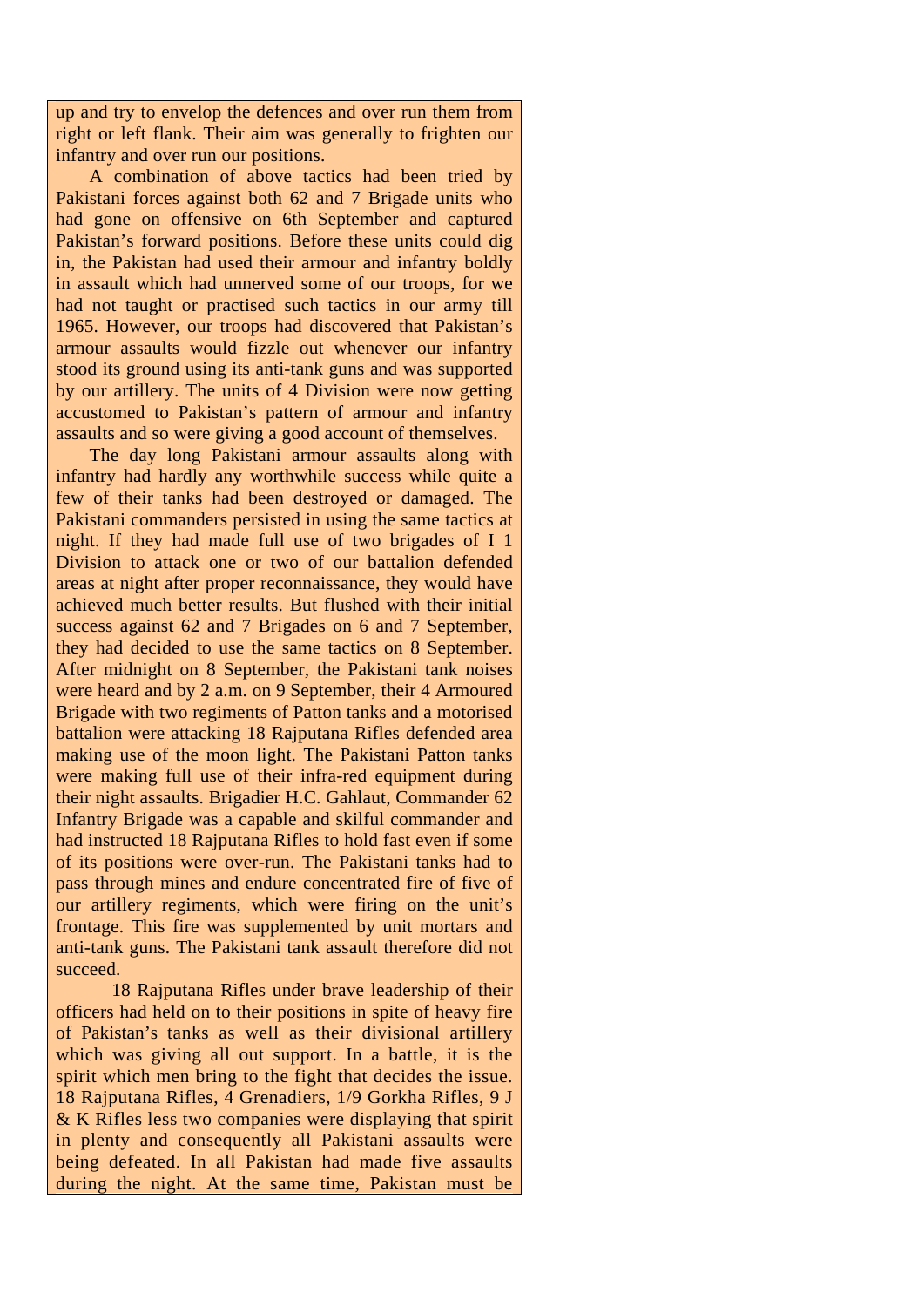up and try to envelop the defences and over run them from right or left flank. Their aim was generally to frighten our infantry and over run our positions.

A combination of above tactics had been tried by Pakistani forces against both 62 and 7 Brigade units who had gone on offensive on 6th September and captured Pakistan's forward positions. Before these units could dig in, the Pakistan had used their armour and infantry boldly in assault which had unnerved some of our troops, for we had not taught or practised such tactics in our army till 1965. However, our troops had discovered that Pakistan's armour assaults would fizzle out whenever our infantry stood its ground using its anti-tank guns and was supported by our artillery. The units of 4 Division were now getting accustomed to Pakistan's pattern of armour and infantry assaults and so were giving a good account of themselves.

The day long Pakistani armour assaults along with infantry had hardly any worthwhile success while quite a few of their tanks had been destroyed or damaged. The Pakistani commanders persisted in using the same tactics at night. If they had made full use of two brigades of I 1 Division to attack one or two of our battalion defended areas at night after proper reconnaissance, they would have achieved much better results. But flushed with their initial success against 62 and 7 Brigades on 6 and 7 September, they had decided to use the same tactics on 8 September. After midnight on 8 September, the Pakistani tank noises were heard and by 2 a.m. on 9 September, their 4 Armoured Brigade with two regiments of Patton tanks and a motorised battalion were attacking 18 Rajputana Rifles defended area making use of the moon light. The Pakistani Patton tanks were making full use of their infra-red equipment during their night assaults. Brigadier H.C. Gahlaut, Commander 62 Infantry Brigade was a capable and skilful commander and had instructed 18 Rajputana Rifles to hold fast even if some of its positions were over-run. The Pakistani tanks had to pass through mines and endure concentrated fire of five of our artillery regiments, which were firing on the unit's frontage. This fire was supplemented by unit mortars and anti-tank guns. The Pakistani tank assault therefore did not succeed.

18 Rajputana Rifles under brave leadership of their officers had held on to their positions in spite of heavy fire of Pakistan's tanks as well as their divisional artillery which was giving all out support. In a battle, it is the spirit which men bring to the fight that decides the issue. 18 Rajputana Rifles, 4 Grenadiers, 1/9 Gorkha Rifles, 9 J & K Rifles less two companies were displaying that spirit in plenty and consequently all Pakistani assaults were being defeated. In all Pakistan had made five assaults during the night. At the same time, Pakistan must be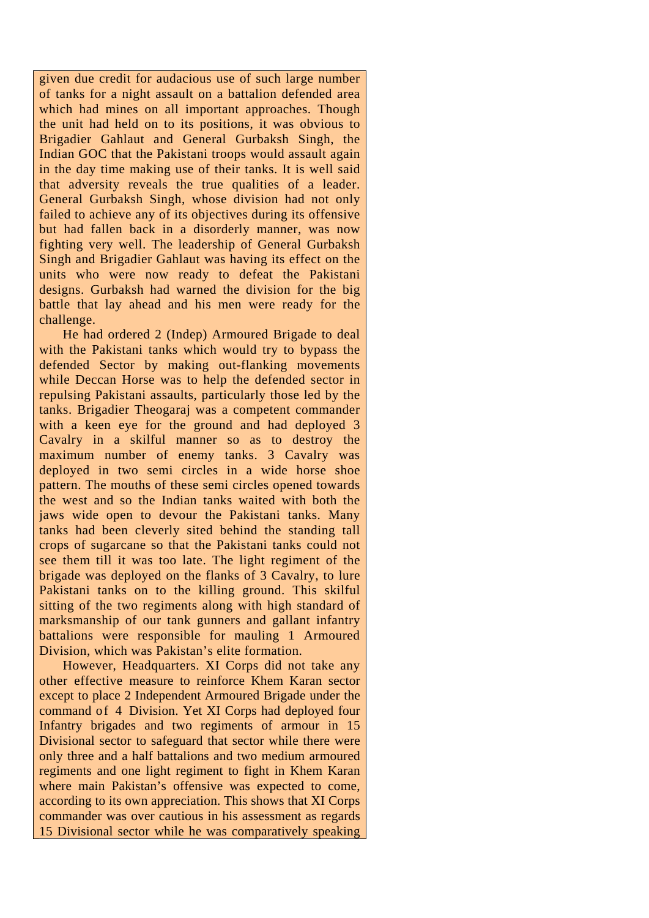given due credit for audacious use of such large number of tanks for a night assault on a battalion defended area which had mines on all important approaches. Though the unit had held on to its positions, it was obvious to Brigadier Gahlaut and General Gurbaksh Singh, the Indian GOC that the Pakistani troops would assault again in the day time making use of their tanks. It is well said that adversity reveals the true qualities of a leader. General Gurbaksh Singh, whose division had not only failed to achieve any of its objectives during its offensive but had fallen back in a disorderly manner, was now fighting very well. The leadership of General Gurbaksh Singh and Brigadier Gahlaut was having its effect on the units who were now ready to defeat the Pakistani designs. Gurbaksh had warned the division for the big battle that lay ahead and his men were ready for the challenge.

He had ordered 2 (Indep) Armoured Brigade to deal with the Pakistani tanks which would try to bypass the defended Sector by making out-flanking movements while Deccan Horse was to help the defended sector in repulsing Pakistani assaults, particularly those led by the tanks. Brigadier Theogaraj was a competent commander with a keen eye for the ground and had deployed 3 Cavalry in a skilful manner so as to destroy the maximum number of enemy tanks. 3 Cavalry was deployed in two semi circles in a wide horse shoe pattern. The mouths of these semi circles opened towards the west and so the Indian tanks waited with both the jaws wide open to devour the Pakistani tanks. Many tanks had been cleverly sited behind the standing tall crops of sugarcane so that the Pakistani tanks could not see them till it was too late. The light regiment of the brigade was deployed on the flanks of 3 Cavalry, to lure Pakistani tanks on to the killing ground. This skilful sitting of the two regiments along with high standard of marksmanship of our tank gunners and gallant infantry battalions were responsible for mauling 1 Armoured Division, which was Pakistan's elite formation.

However, Headquarters. XI Corps did not take any other effective measure to reinforce Khem Karan sector except to place 2 Independent Armoured Brigade under the command of 4 Division. Yet XI Corps had deployed four Infantry brigades and two regiments of armour in 15 Divisional sector to safeguard that sector while there were only three and a half battalions and two medium armoured regiments and one light regiment to fight in Khem Karan where main Pakistan's offensive was expected to come, according to its own appreciation. This shows that XI Corps commander was over cautious in his assessment as regards 15 Divisional sector while he was comparatively speaking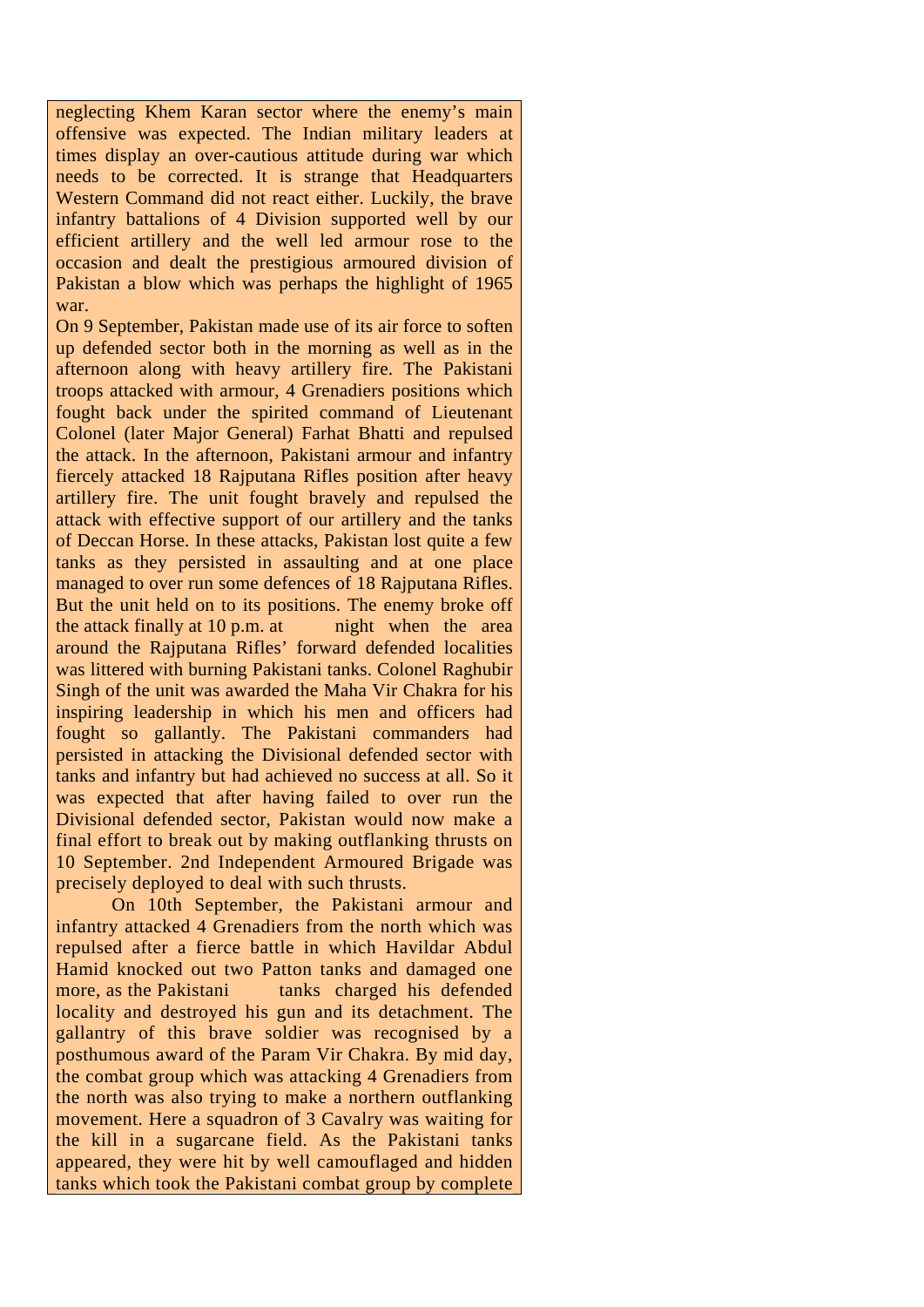neglecting Khem Karan sector where the enemy's main offensive was expected. The Indian military leaders at times display an over-cautious attitude during war which needs to be corrected. It is strange that Headquarters Western Command did not react either. Luckily, the brave infantry battalions of 4 Division supported well by our efficient artillery and the well led armour rose to the occasion and dealt the prestigious armoured division of Pakistan a blow which was perhaps the highlight of 1965 war.

On 9 September, Pakistan made use of its air force to soften up defended sector both in the morning as well as in the afternoon along with heavy artillery fire. The Pakistani troops attacked with armour, 4 Grenadiers positions which fought back under the spirited command of Lieutenant Colonel (later Major General) Farhat Bhatti and repulsed the attack. In the afternoon, Pakistani armour and infantry fiercely attacked 18 Rajputana Rifles position after heavy artillery fire. The unit fought bravely and repulsed the attack with effective support of our artillery and the tanks of Deccan Horse. In these attacks, Pakistan lost quite a few tanks as they persisted in assaulting and at one place managed to over run some defences of 18 Rajputana Rifles. But the unit held on to its positions. The enemy broke off the attack finally at 10 p.m. at night when the area around the Rajputana Rifles' forward defended localities was littered with burning Pakistani tanks. Colonel Raghubir Singh of the unit was awarded the Maha Vir Chakra for his inspiring leadership in which his men and officers had fought so gallantly. The Pakistani commanders had persisted in attacking the Divisional defended sector with tanks and infantry but had achieved no success at all. So it was expected that after having failed to over run the Divisional defended sector, Pakistan would now make a final effort to break out by making outflanking thrusts on 10 September. 2nd Independent Armoured Brigade was precisely deployed to deal with such thrusts.

On 10th September, the Pakistani armour and infantry attacked 4 Grenadiers from the north which was repulsed after a fierce battle in which Havildar Abdul Hamid knocked out two Patton tanks and damaged one more, as the Pakistani tanks charged his defended locality and destroyed his gun and its detachment. The gallantry of this brave soldier was recognised by a posthumous award of the Param Vir Chakra. By mid day, the combat group which was attacking 4 Grenadiers from the north was also trying to make a northern outflanking movement. Here a squadron of 3 Cavalry was waiting for the kill in a sugarcane field. As the Pakistani tanks appeared, they were hit by well camouflaged and hidden tanks which took the Pakistani combat group by complete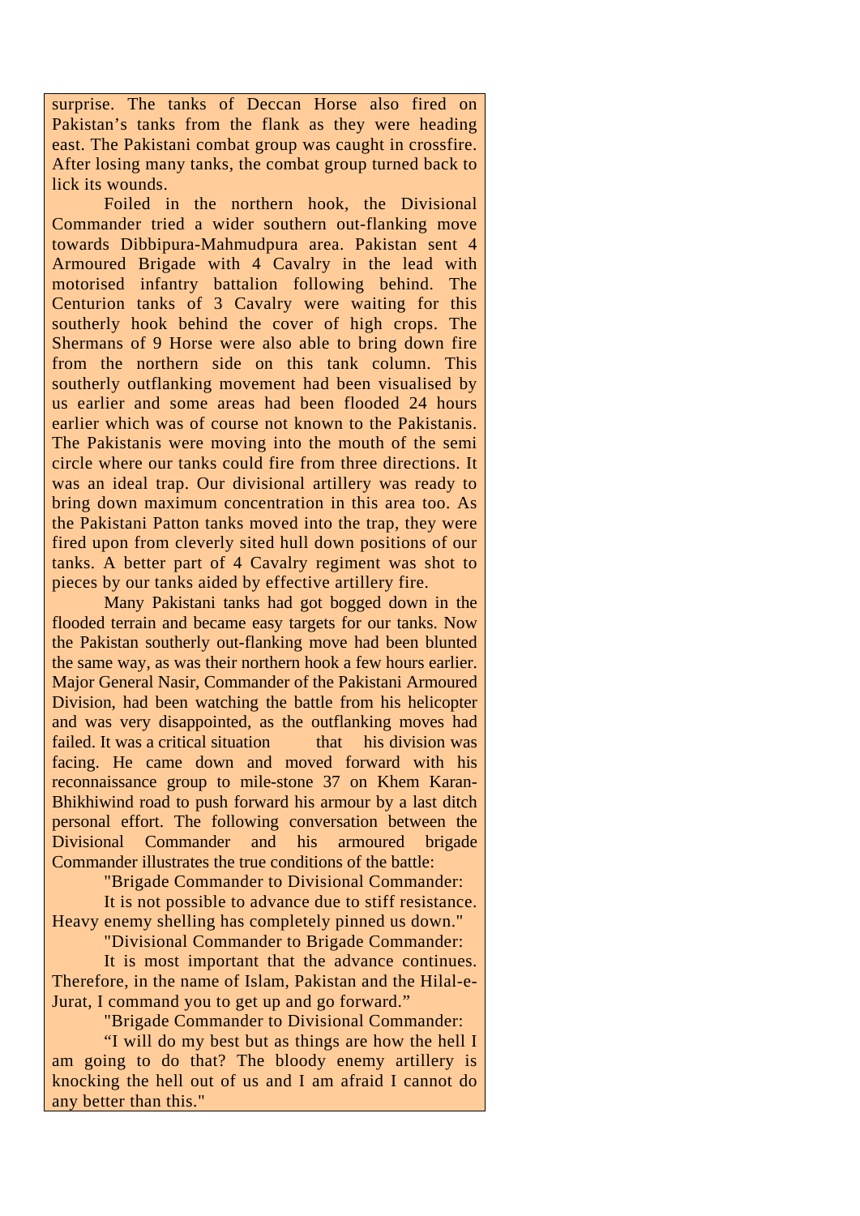surprise. The tanks of Deccan Horse also fired on Pakistan's tanks from the flank as they were heading east. The Pakistani combat group was caught in crossfire. After losing many tanks, the combat group turned back to lick its wounds.

Foiled in the northern hook, the Divisional Commander tried a wider southern out-flanking move towards Dibbipura-Mahmudpura area. Pakistan sent 4 Armoured Brigade with 4 Cavalry in the lead with motorised infantry battalion following behind. The Centurion tanks of 3 Cavalry were waiting for this southerly hook behind the cover of high crops. The Shermans of 9 Horse were also able to bring down fire from the northern side on this tank column. This southerly outflanking movement had been visualised by us earlier and some areas had been flooded 24 hours earlier which was of course not known to the Pakistanis. The Pakistanis were moving into the mouth of the semi circle where our tanks could fire from three directions. It was an ideal trap. Our divisional artillery was ready to bring down maximum concentration in this area too. As the Pakistani Patton tanks moved into the trap, they were fired upon from cleverly sited hull down positions of our tanks. A better part of 4 Cavalry regiment was shot to pieces by our tanks aided by effective artillery fire.

Many Pakistani tanks had got bogged down in the flooded terrain and became easy targets for our tanks. Now the Pakistan southerly out-flanking move had been blunted the same way, as was their northern hook a few hours earlier. Major General Nasir, Commander of the Pakistani Armoured Division, had been watching the battle from his helicopter and was very disappointed, as the outflanking moves had failed. It was a critical situation that his division was facing. He came down and moved forward with his reconnaissance group to mile-stone 37 on Khem Karan-Bhikhiwind road to push forward his armour by a last ditch personal effort. The following conversation between the Divisional Commander and his armoured brigade Commander illustrates the true conditions of the battle:

"Brigade Commander to Divisional Commander:

It is not possible to advance due to stiff resistance. Heavy enemy shelling has completely pinned us down."

"Divisional Commander to Brigade Commander:

It is most important that the advance continues. Therefore, in the name of Islam, Pakistan and the Hilal-e-Jurat, I command you to get up and go forward."

"Brigade Commander to Divisional Commander:

"I will do my best but as things are how the hell I am going to do that? The bloody enemy artillery is knocking the hell out of us and I am afraid I cannot do any better than this."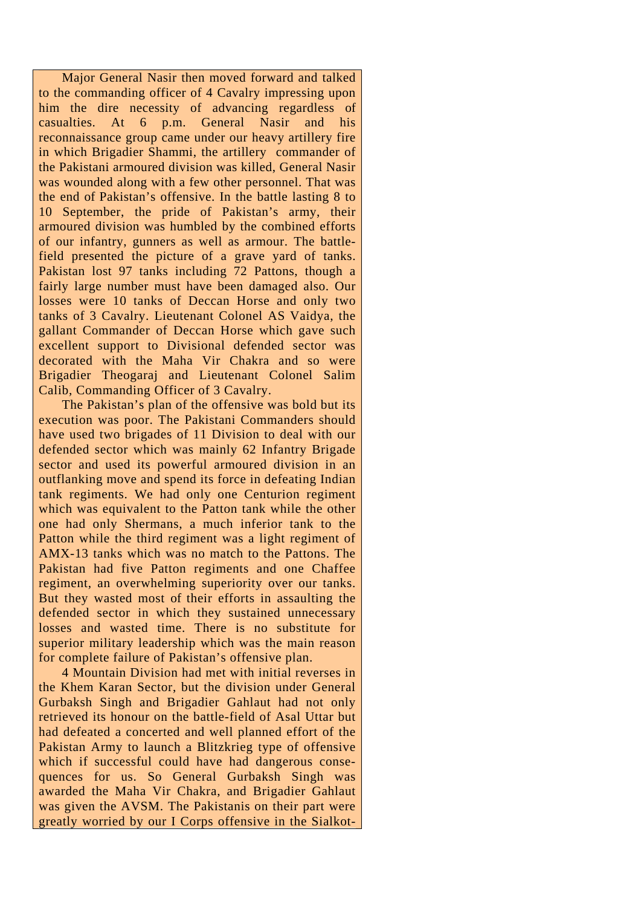Major General Nasir then moved forward and talked to the commanding officer of 4 Cavalry impressing upon him the dire necessity of advancing regardless of casualties. At 6 p.m. General Nasir and his reconnaissance group came under our heavy artillery fire in which Brigadier Shammi, the artillery commander of the Pakistani armoured division was killed, General Nasir was wounded along with a few other personnel. That was the end of Pakistan's offensive. In the battle lasting 8 to 10 September, the pride of Pakistan's army, their armoured division was humbled by the combined efforts of our infantry, gunners as well as armour. The battle-field presented the picture of a grave yard of tanks. Pakistan lost 97 tanks including 72 Pattons, though a fairly large number must have been damaged also. Our losses were 10 tanks of Deccan Horse and only two tanks of 3 Cavalry. Lieutenant Colonel AS Vaidya, the gallant Commander of Deccan Horse which gave such excellent support to Divisional defended sector was decorated with the Maha Vir Chakra and so were Brigadier Theogaraj and Lieutenant Colonel Salim Calib, Commanding Officer of 3 Cavalry.

The Pakistan's plan of the offensive was bold but its execution was poor. The Pakistani Commanders should have used two brigades of 11 Division to deal with our defended sector which was mainly 62 Infantry Brigade sector and used its powerful armoured division in an outflanking move and spend its force in defeating Indian tank regiments. We had only one Centurion regiment which was equivalent to the Patton tank while the other one had only Shermans, a much inferior tank to the Patton while the third regiment was a light regiment of AMX-13 tanks which was no match to the Pattons. The Pakistan had five Patton regiments and one Chaffee regiment, an overwhelming superiority over our tanks. But they wasted most of their efforts in assaulting the defended sector in which they sustained unnecessary losses and wasted time. There is no substitute for superior military leadership which was the main reason for complete failure of Pakistan's offensive plan.

4 Mountain Division had met with initial reverses in the Khem Karan Sector, but the division under General Gurbaksh Singh and Brigadier Gahlaut had not only retrieved its honour on the battle-field of Asal Uttar but had defeated a concerted and well planned effort of the Pakistan Army to launch a Blitzkrieg type of offensive which if successful could have had dangerous consequences for us. So General Gurbaksh Singh was awarded the Maha Vir Chakra, and Brigadier Gahlaut was given the AVSM. The Pakistanis on their part were greatly worried by our I Corps offensive in the Sialkot-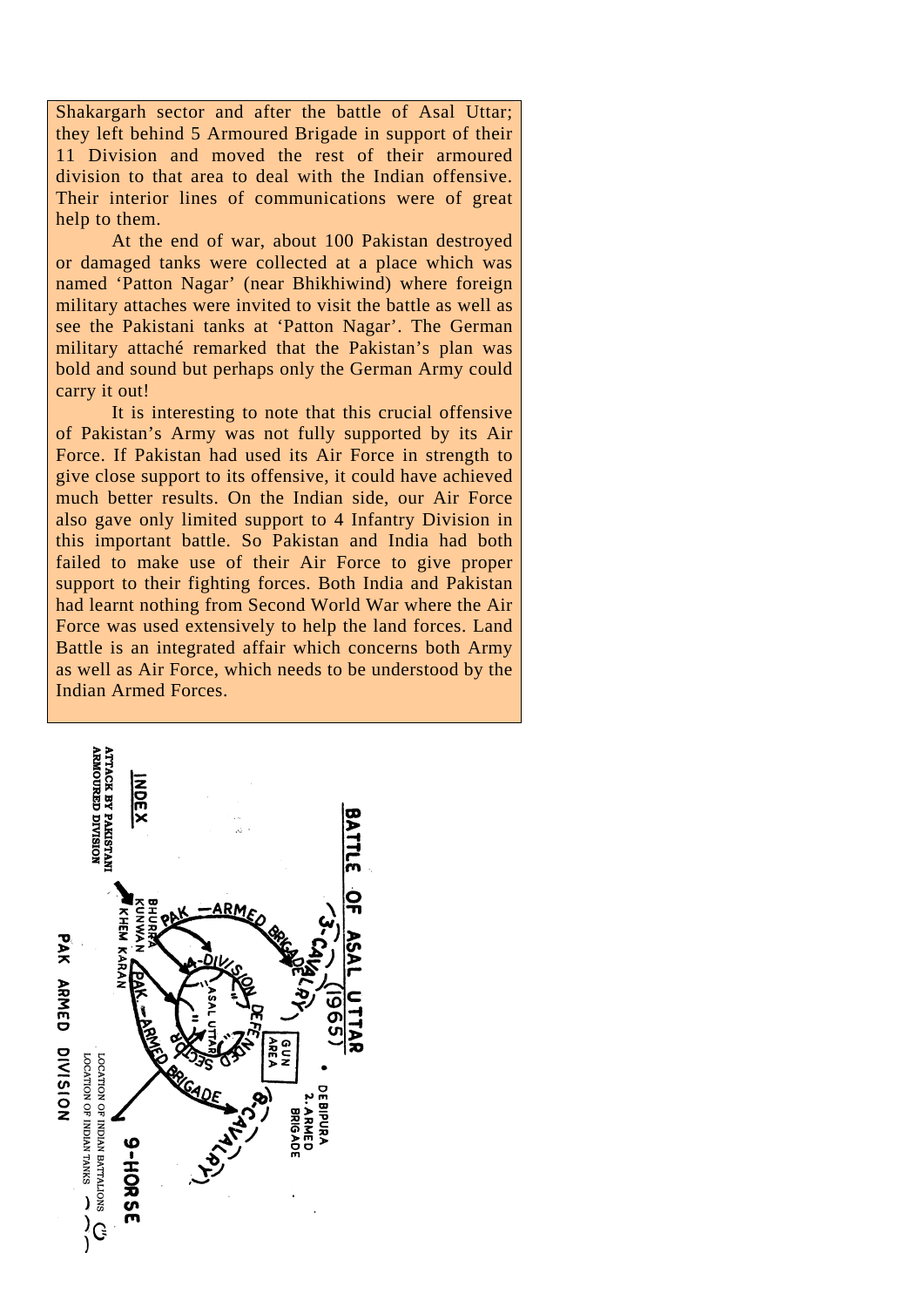Shakargarh sector and after the battle of Asal Uttar; they left behind 5 Armoured Brigade in support of their 11 Division and moved the rest of their armoured division to that area to deal with the Indian offensive. Their interior lines of communications were of great help to them.

At the end of war, about 100 Pakistan destroyed or damaged tanks were collected at a place which was named 'Patton Nagar' (near Bhikhiwind) where foreign military attaches were invited to visit the battle as well as see the Pakistani tanks at 'Patton Nagar'. The German military attaché remarked that the Pakistan's plan was bold and sound but perhaps only the German Army could carry it out!

It is interesting to note that this crucial offensive of Pakistan's Army was not fully supported by its Air Force. If Pakistan had used its Air Force in strength to give close support to its offensive, it could have achieved much better results. On the Indian side, our Air Force also gave only limited support to 4 Infantry Division in this important battle. So Pakistan and India had both failed to make use of their Air Force to give proper support to their fighting forces. Both India and Pakistan had learnt nothing from Second World War where the Air Force was used extensively to help the land forces. Land Battle is an integrated affair which concerns both Army as well as Air Force, which needs to be understood by the Indian Armed Forces.

**BATTLE OF ASAL UTTAR (1965)**

**INDEX**

ATTACK BY PAKISTANI ARMOURED DIVISION

LOCATION OF INDIAN BATTALIONS

LOCATION OF INDIAN TANKS

DEBIPURA • 2 ARMED BRIGADE

GUN AREA

(3-CAVALRY)

PAK - ARMED BRIGADE

4-DIVISION DEFENDED SECTOR

ASAL UTTAR

BHURRA KUNWAN

KHEM KARAN

PAK - ARMED BRIGADE

(8-CAVALRY)

9-HORSE

PAK ARMED DIVISION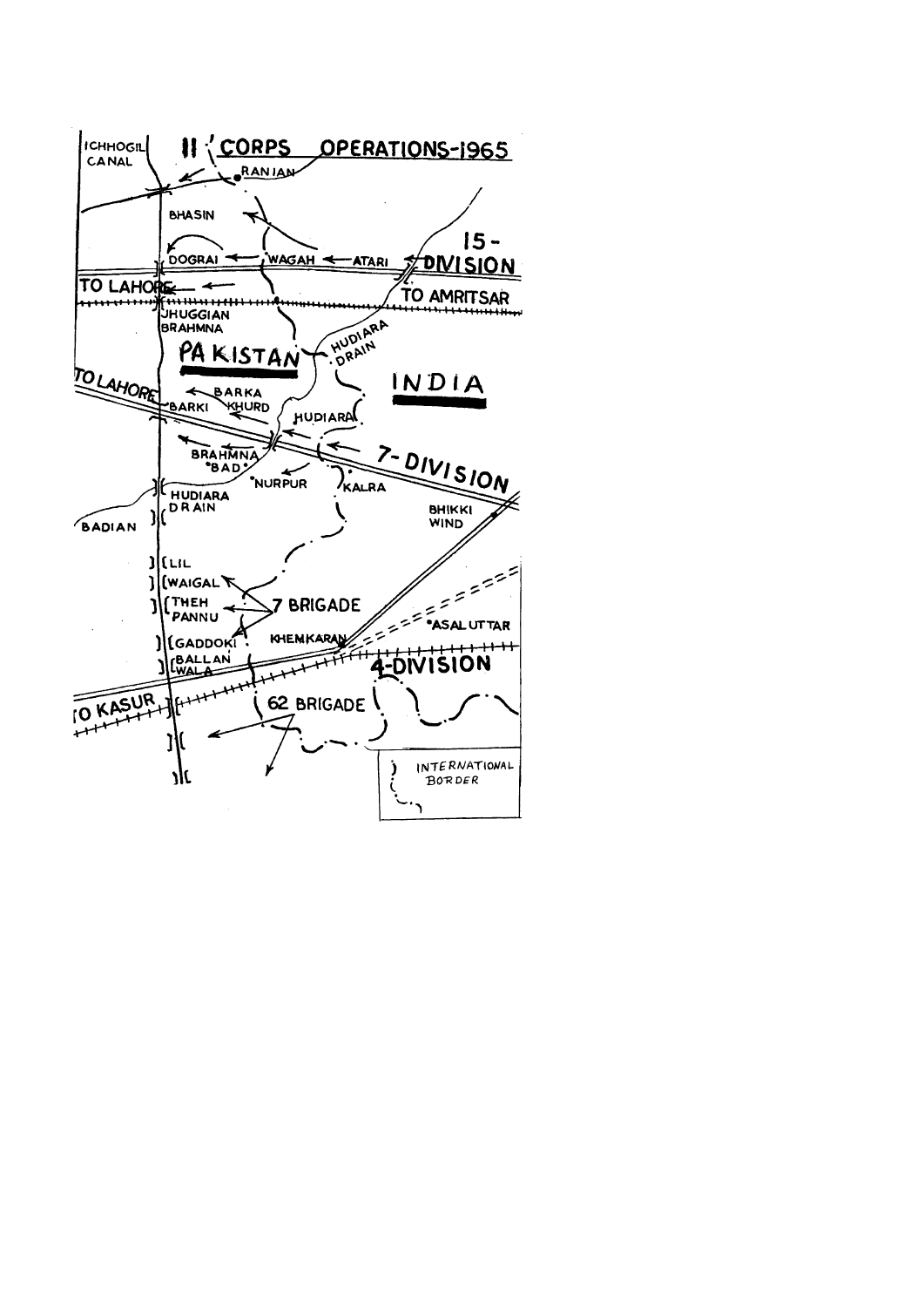# II CORPS OPERATIONS-1965

ICHHOGIL CANAL

RANIAN

BHASIN

15-DIVISION

DOGRAI

WAGAH

ATARI

TO LAHORE

TO AMRITSAR

JHUGGIAN BRAHMNA

PAKISTAN

HUDIARA DRAIN

INDIA

TO LAHORE

BARKA KHURD

BARKI

HUDIARA

BRAHMNA BAD

7-DIVISION

NURPUR

KALRA

HUDIARA DRAIN

BHIKKI WIND

BADIAN

LIL

WAIGAL

THEH PANNU

7 BRIGADE

ASAL UTTAR

GADDOKI

KHEMKARAN

BALLAN WALA

4-DIVISION

TO KASUR

62 BRIGADE

INTERNATIONAL BORDER